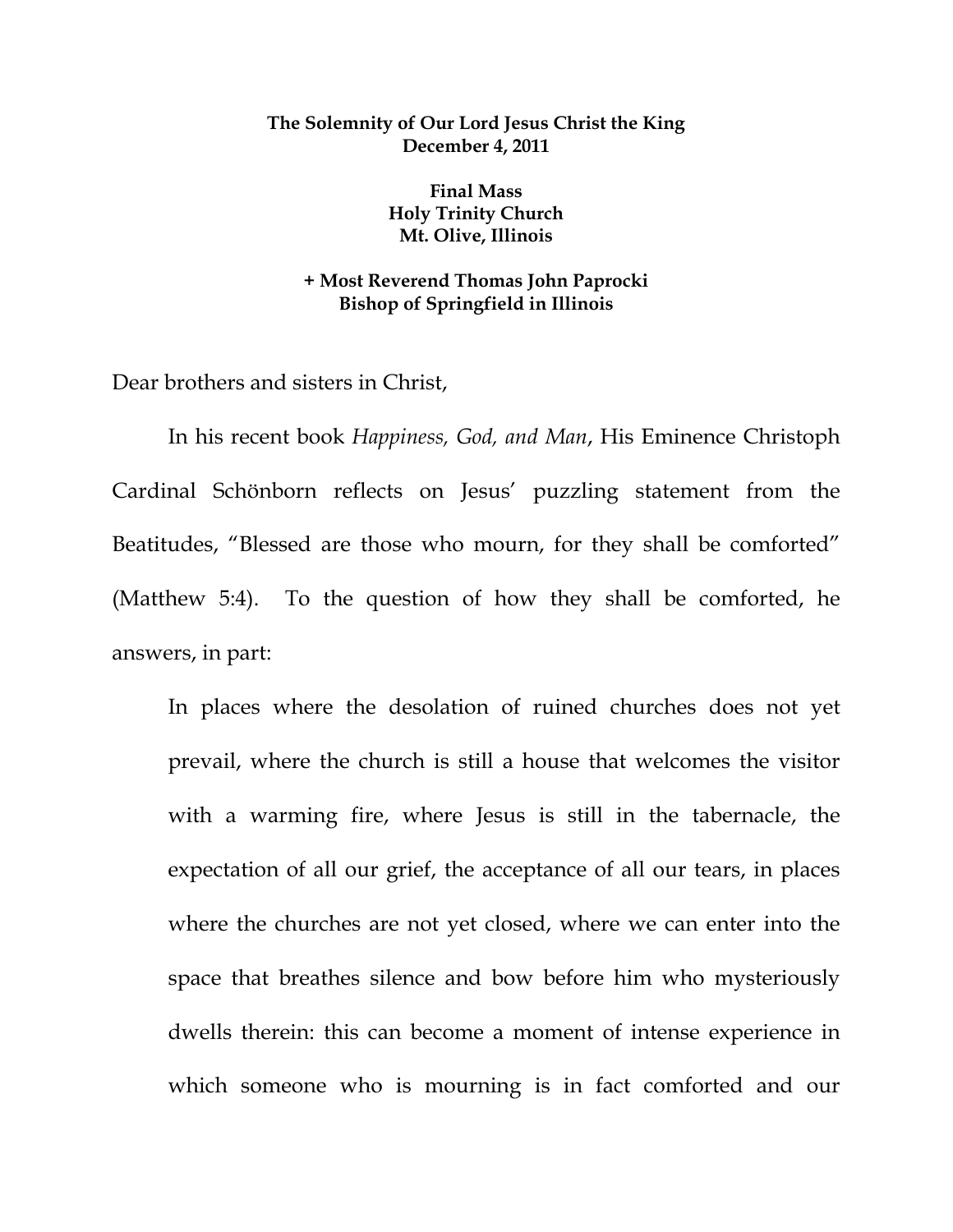**The Solemnity of Our Lord Jesus Christ the King**
**December 4, 2011**

**Final Mass**
**Holy Trinity Church**
**Mt. Olive, Illinois**

**+ Most Reverend Thomas John Paprocki**
**Bishop of Springfield in Illinois**

Dear brothers and sisters in Christ,

In his recent book *Happiness, God, and Man*, His Eminence Christoph Cardinal Schönborn reflects on Jesus' puzzling statement from the Beatitudes, "Blessed are those who mourn, for they shall be comforted" (Matthew 5:4). To the question of how they shall be comforted, he answers, in part:

> In places where the desolation of ruined churches does not yet prevail, where the church is still a house that welcomes the visitor with a warming fire, where Jesus is still in the tabernacle, the expectation of all our grief, the acceptance of all our tears, in places where the churches are not yet closed, where we can enter into the space that breathes silence and bow before him who mysteriously dwells therein: this can become a moment of intense experience in which someone who is mourning is in fact comforted and our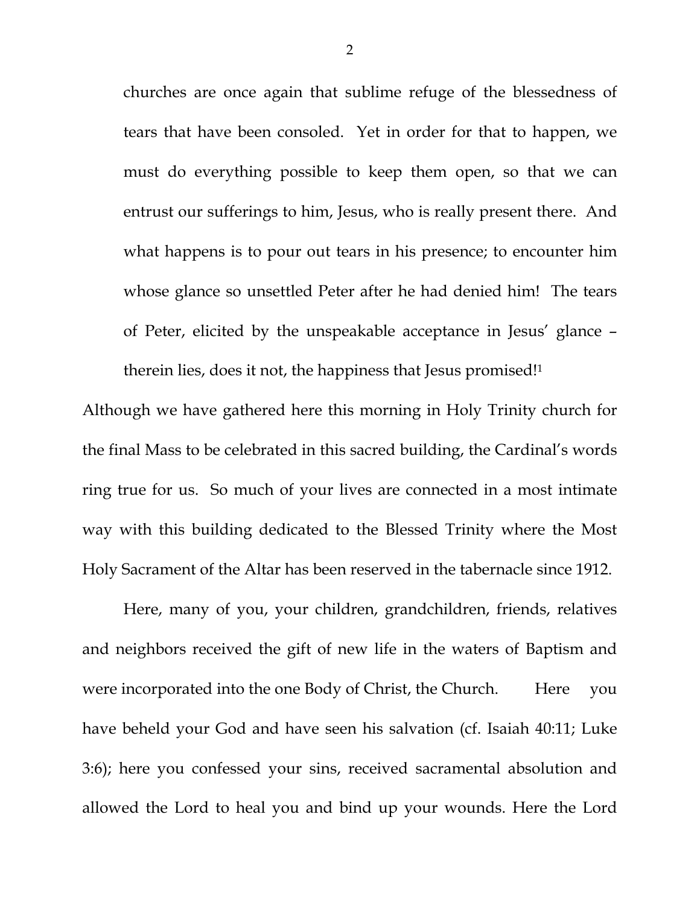> churches are once again that sublime refuge of the blessedness of tears that have been consoled. Yet in order for that to happen, we must do everything possible to keep them open, so that we can entrust our sufferings to him, Jesus, who is really present there. And what happens is to pour out tears in his presence; to encounter him whose glance so unsettled Peter after he had denied him! The tears of Peter, elicited by the unspeakable acceptance in Jesus' glance – therein lies, does it not, the happiness that Jesus promised![1]

Although we have gathered here this morning in Holy Trinity church for the final Mass to be celebrated in this sacred building, the Cardinal's words ring true for us. So much of your lives are connected in a most intimate way with this building dedicated to the Blessed Trinity where the Most Holy Sacrament of the Altar has been reserved in the tabernacle since 1912.

Here, many of you, your children, grandchildren, friends, relatives and neighbors received the gift of new life in the waters of Baptism and were incorporated into the one Body of Christ, the Church. Here you have beheld your God and have seen his salvation (cf. Isaiah 40:11; Luke 3:6); here you confessed your sins, received sacramental absolution and allowed the Lord to heal you and bind up your wounds. Here the Lord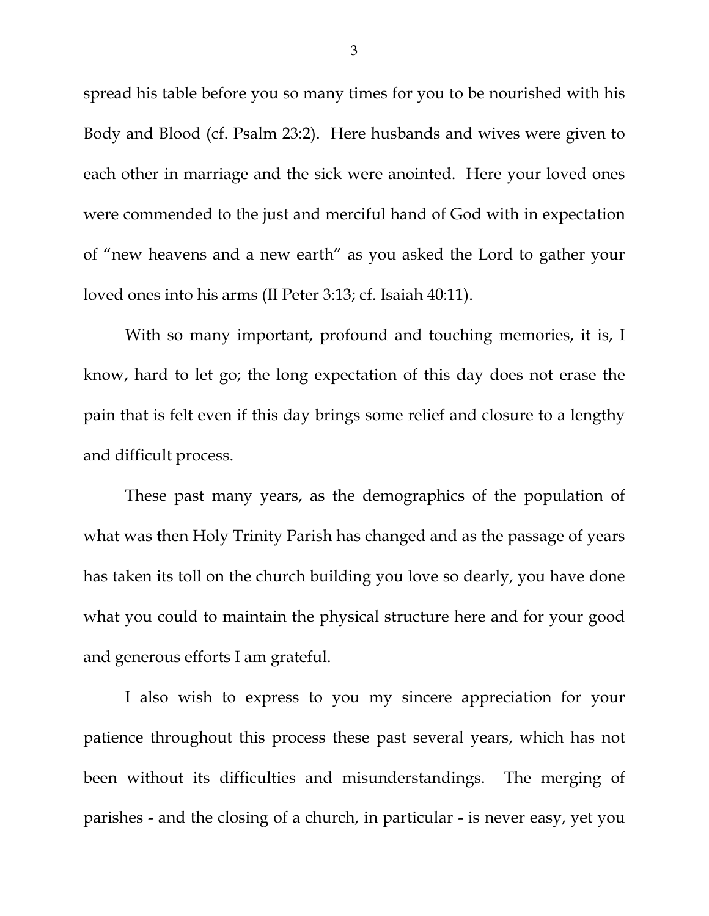spread his table before you so many times for you to be nourished with his Body and Blood (cf. Psalm 23:2). Here husbands and wives were given to each other in marriage and the sick were anointed. Here your loved ones were commended to the just and merciful hand of God with in expectation of "new heavens and a new earth" as you asked the Lord to gather your loved ones into his arms (II Peter 3:13; cf. Isaiah 40:11).

With so many important, profound and touching memories, it is, I know, hard to let go; the long expectation of this day does not erase the pain that is felt even if this day brings some relief and closure to a lengthy and difficult process.

These past many years, as the demographics of the population of what was then Holy Trinity Parish has changed and as the passage of years has taken its toll on the church building you love so dearly, you have done what you could to maintain the physical structure here and for your good and generous efforts I am grateful.

I also wish to express to you my sincere appreciation for your patience throughout this process these past several years, which has not been without its difficulties and misunderstandings. The merging of parishes - and the closing of a church, in particular - is never easy, yet you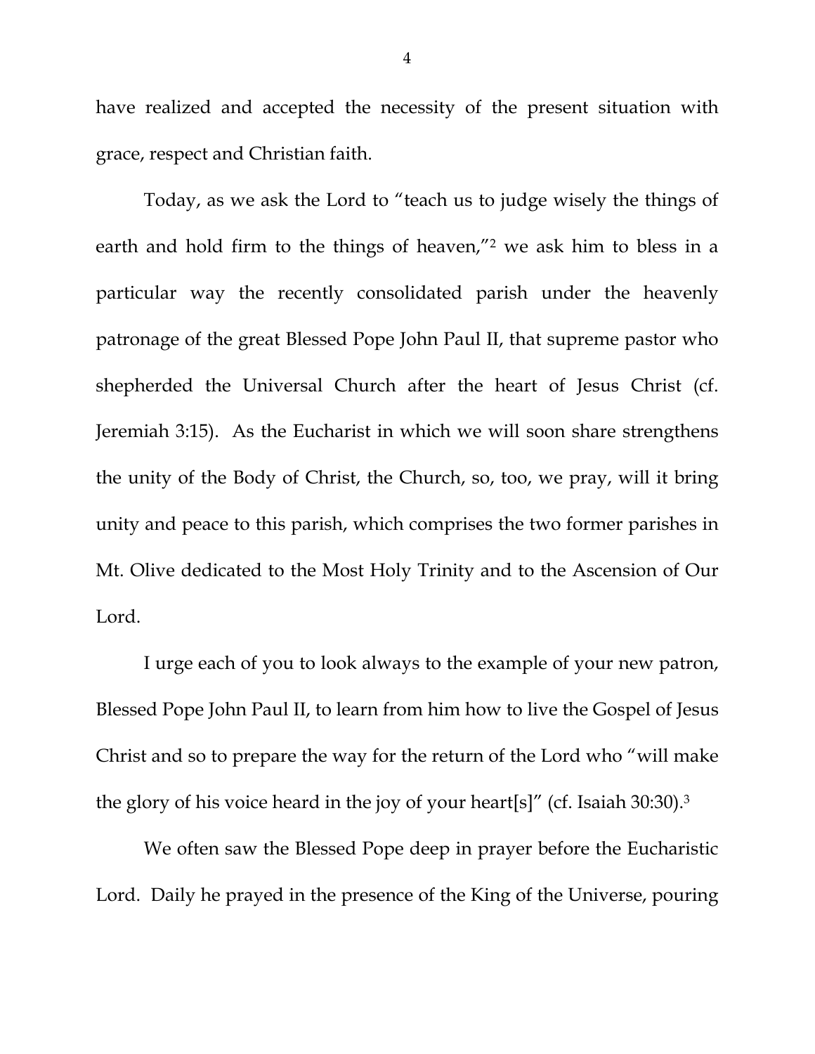have realized and accepted the necessity of the present situation with grace, respect and Christian faith.

Today, as we ask the Lord to "teach us to judge wisely the things of earth and hold firm to the things of heaven,"[2] we ask him to bless in a particular way the recently consolidated parish under the heavenly patronage of the great Blessed Pope John Paul II, that supreme pastor who shepherded the Universal Church after the heart of Jesus Christ (cf. Jeremiah 3:15). As the Eucharist in which we will soon share strengthens the unity of the Body of Christ, the Church, so, too, we pray, will it bring unity and peace to this parish, which comprises the two former parishes in Mt. Olive dedicated to the Most Holy Trinity and to the Ascension of Our Lord.

I urge each of you to look always to the example of your new patron, Blessed Pope John Paul II, to learn from him how to live the Gospel of Jesus Christ and so to prepare the way for the return of the Lord who "will make the glory of his voice heard in the joy of your heart[s]" (cf. Isaiah 30:30).[3]

We often saw the Blessed Pope deep in prayer before the Eucharistic Lord. Daily he prayed in the presence of the King of the Universe, pouring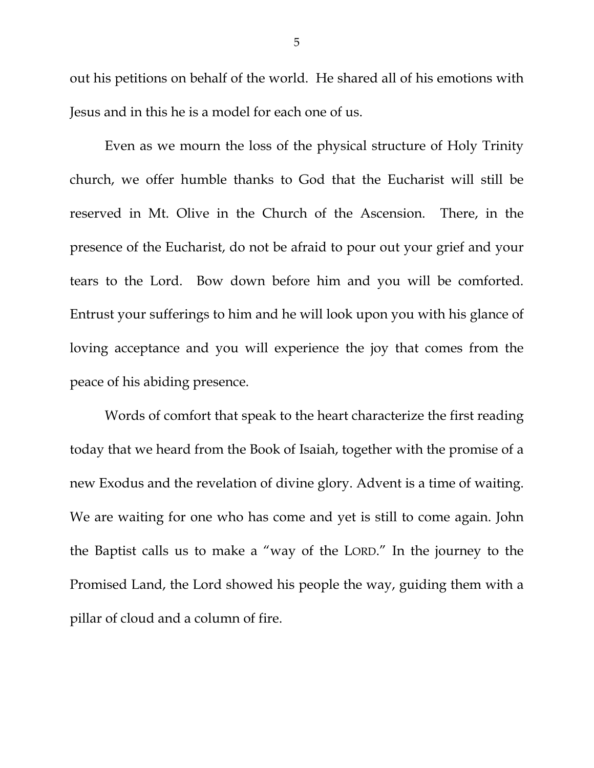out his petitions on behalf of the world. He shared all of his emotions with Jesus and in this he is a model for each one of us.

Even as we mourn the loss of the physical structure of Holy Trinity church, we offer humble thanks to God that the Eucharist will still be reserved in Mt. Olive in the Church of the Ascension. There, in the presence of the Eucharist, do not be afraid to pour out your grief and your tears to the Lord. Bow down before him and you will be comforted. Entrust your sufferings to him and he will look upon you with his glance of loving acceptance and you will experience the joy that comes from the peace of his abiding presence.

Words of comfort that speak to the heart characterize the first reading today that we heard from the Book of Isaiah, together with the promise of a new Exodus and the revelation of divine glory. Advent is a time of waiting. We are waiting for one who has come and yet is still to come again. John the Baptist calls us to make a "way of the LORD." In the journey to the Promised Land, the Lord showed his people the way, guiding them with a pillar of cloud and a column of fire.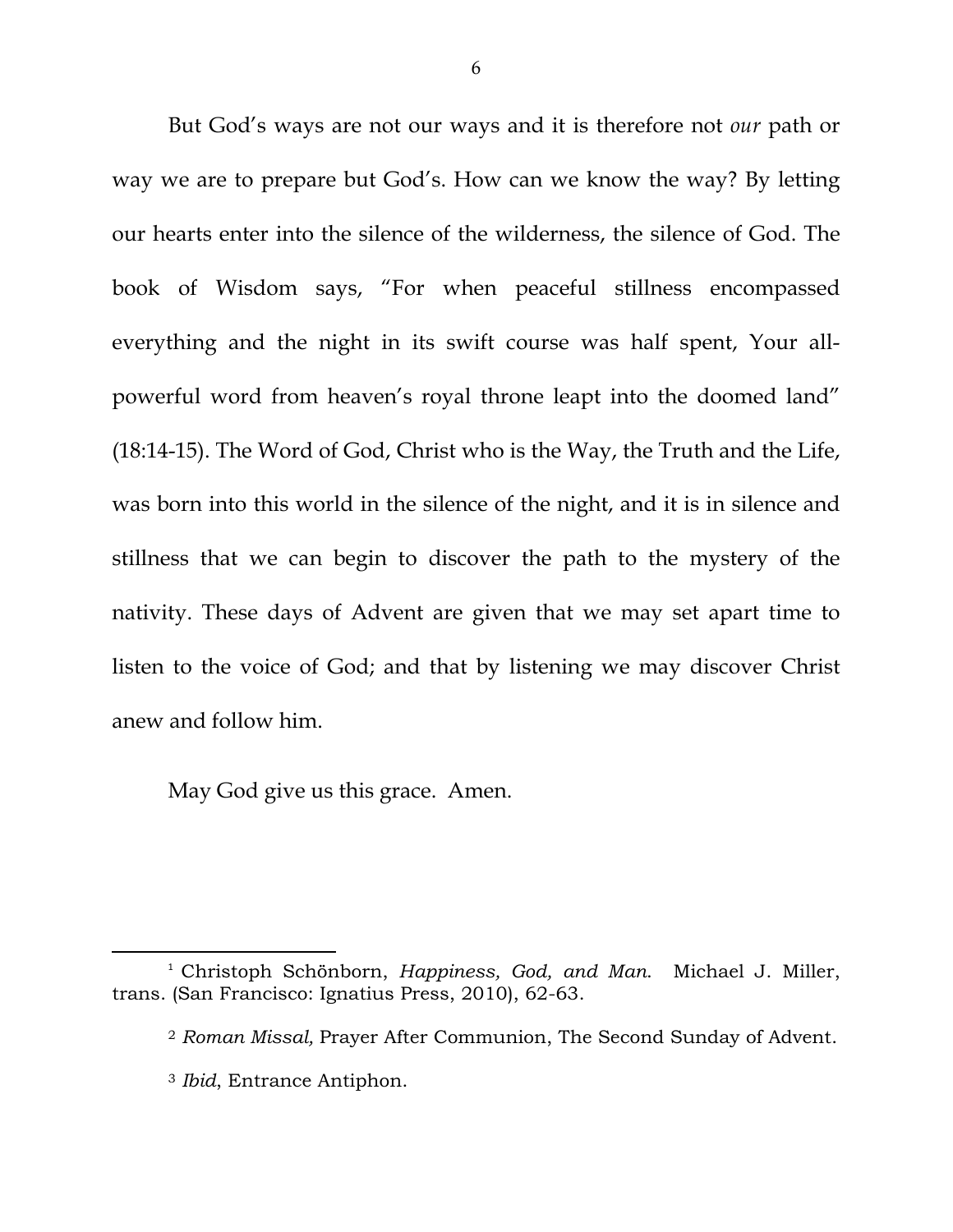But God's ways are not our ways and it is therefore not *our* path or way we are to prepare but God's. How can we know the way? By letting our hearts enter into the silence of the wilderness, the silence of God. The book of Wisdom says, "For when peaceful stillness encompassed everything and the night in its swift course was half spent, Your all-powerful word from heaven's royal throne leapt into the doomed land" (18:14-15). The Word of God, Christ who is the Way, the Truth and the Life, was born into this world in the silence of the night, and it is in silence and stillness that we can begin to discover the path to the mystery of the nativity. These days of Advent are given that we may set apart time to listen to the voice of God; and that by listening we may discover Christ anew and follow him.

May God give us this grace. Amen.

---

[1] Christoph Schönborn, *Happiness, God, and Man*. Michael J. Miller, trans. (San Francisco: Ignatius Press, 2010), 62-63.

[2] *Roman Missal*, Prayer After Communion, The Second Sunday of Advent.

[3] *Ibid*, Entrance Antiphon.